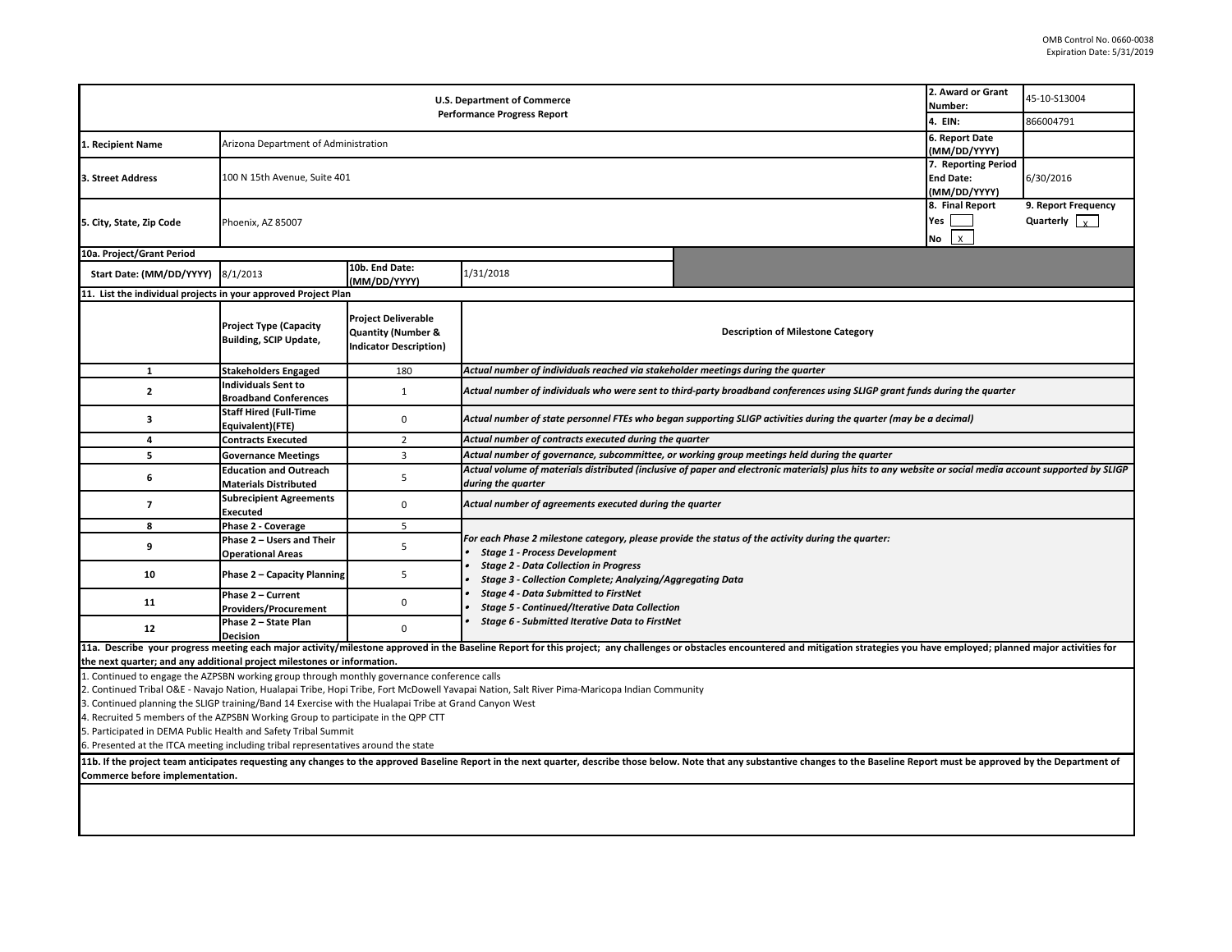OMB Control No. 0660-0038
Expiration Date: 5/31/2019

| U.S. Department of Commerce<br>Performance Progress Report | | 2. Award or Grant Number: | 45-10-S13004 |
|---|---|---|---|
| | | 4. EIN: | 866004791 |
| 1. Recipient Name | Arizona Department of Administration | 6. Report Date (MM/DD/YYYY) | |
| 3. Street Address | 100 N 15th Avenue, Suite 401 | 7. Reporting Period End Date: (MM/DD/YYYY) | 6/30/2016 |
| 5. City, State, Zip Code | Phoenix, AZ 85007 | 8. Final Report<br>Yes [ ]<br>No [X] | 9. Report Frequency<br>Quarterly [X] |

**10a. Project/Grant Period**

| Start Date: (MM/DD/YYYY) | 8/1/2013 | 10b. End Date: (MM/DD/YYYY) | 1/31/2018 |
|---|---|---|---|

**11. List the individual projects in your approved Project Plan**

| | Project Type (Capacity Building, SCIP Update, | Project Deliverable Quantity (Number & Indicator Description) | Description of Milestone Category |
|---|---|---|---|
| 1 | Stakeholders Engaged | 180 | *Actual number of individuals reached via stakeholder meetings during the quarter* |
| 2 | Individuals Sent to Broadband Conferences | 1 | *Actual number of individuals who were sent to third-party broadband conferences using SLIGP grant funds during the quarter* |
| 3 | Staff Hired (Full-Time Equivalent)(FTE) | 0 | *Actual number of state personnel FTEs who began supporting SLIGP activities during the quarter (may be a decimal)* |
| 4 | Contracts Executed | 2 | *Actual number of contracts executed during the quarter* |
| 5 | Governance Meetings | 3 | *Actual number of governance, subcommittee, or working group meetings held during the quarter* |
| 6 | Education and Outreach Materials Distributed | 5 | *Actual volume of materials distributed (inclusive of paper and electronic materials) plus hits to any website or social media account supported by SLIGP during the quarter* |
| 7 | Subrecipient Agreements Executed | 0 | *Actual number of agreements executed during the quarter* |
| 8 | Phase 2 - Coverage | 5 | *For each Phase 2 milestone category, please provide the status of the activity during the quarter:*<br>• *Stage 1 - Process Development*<br>• *Stage 2 - Data Collection in Progress*<br>• *Stage 3 - Collection Complete; Analyzing/Aggregating Data*<br>• *Stage 4 - Data Submitted to FirstNet*<br>• *Stage 5 - Continued/Iterative Data Collection*<br>• *Stage 6 - Submitted Iterative Data to FirstNet* |
| 9 | Phase 2 – Users and Their Operational Areas | 5 | |
| 10 | Phase 2 – Capacity Planning | 5 | |
| 11 | Phase 2 – Current Providers/Procurement | 0 | |
| 12 | Phase 2 – State Plan Decision | 0 | |

**11a. Describe your progress meeting each major activity/milestone approved in the Baseline Report for this project; any challenges or obstacles encountered and mitigation strategies you have employed; planned major activities for the next quarter; and any additional project milestones or information.**

1. Continued to engage the AZPSBN working group through monthly governance conference calls
2. Continued Tribal O&E - Navajo Nation, Hualapai Tribe, Hopi Tribe, Fort McDowell Yavapai Nation, Salt River Pima-Maricopa Indian Community
3. Continued planning the SLIGP training/Band 14 Exercise with the Hualapai Tribe at Grand Canyon West
4. Recruited 5 members of the AZPSBN Working Group to participate in the QPP CTT
5. Participated in DEMA Public Health and Safety Tribal Summit
6. Presented at the ITCA meeting including tribal representatives around the state

**11b. If the project team anticipates requesting any changes to the approved Baseline Report in the next quarter, describe those below. Note that any substantive changes to the Baseline Report must be approved by the Department of Commerce before implementation.**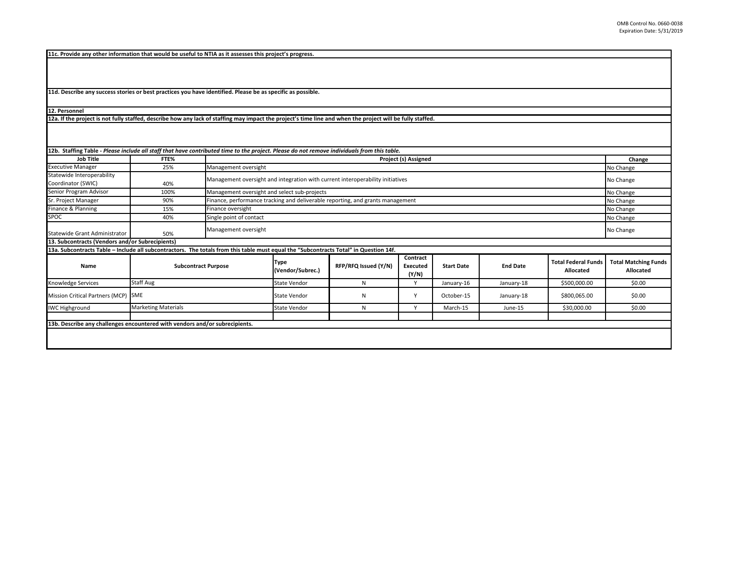**11c. Provide any other information that would be useful to NTIA as it assesses this project's progress.**

**11d. Describe any success stories or best practices you have identified. Please be as specific as possible.**

**12. Personnel**

**12a. If the project is not fully staffed, describe how any lack of staffing may impact the project's time line and when the project will be fully staffed.**

**12b. Staffing Table -** ***Please include all staff that have contributed time to the project. Please do not remove individuals from this table.***

| Job Title | FTE% | Project (s) Assigned | Change |
|---|---|---|---|
| Executive Manager | 25% | Management oversight | No Change |
| Statewide Interoperability Coordinator (SWIC) | 40% | Management oversight and integration with current interoperability initiatives | No Change |
| Senior Program Advisor | 100% | Management oversight and select sub-projects | No Change |
| Sr. Project Manager | 90% | Finance, performance tracking and deliverable reporting, and grants management | No Change |
| Finance & Planning | 15% | Finance oversight | No Change |
| SPOC | 40% | Single point of contact | No Change |
| Statewide Grant Administrator | 50% | Management oversight | No Change |

**13. Subcontracts (Vendors and/or Subrecipients)**

**13a. Subcontracts Table – Include all subcontractors. The totals from this table must equal the "Subcontracts Total" in Question 14f.**

| Name | Subcontract Purpose | Type (Vendor/Subrec.) | RFP/RFQ Issued (Y/N) | Contract Executed (Y/N) | Start Date | End Date | Total Federal Funds Allocated | Total Matching Funds Allocated |
|---|---|---|---|---|---|---|---|---|
| Knowledge Services | Staff Aug | State Vendor | N | Y | January-16 | January-18 | $500,000.00 | $0.00 |
| Mission Critical Partners (MCP) | SME | State Vendor | N | Y | October-15 | January-18 | $800,065.00 | $0.00 |
| IWC Highground | Marketing Materials | State Vendor | N | Y | March-15 | June-15 | $30,000.00 | $0.00 |
| | | | | | | | | |

**13b. Describe any challenges encountered with vendors and/or subrecipients.**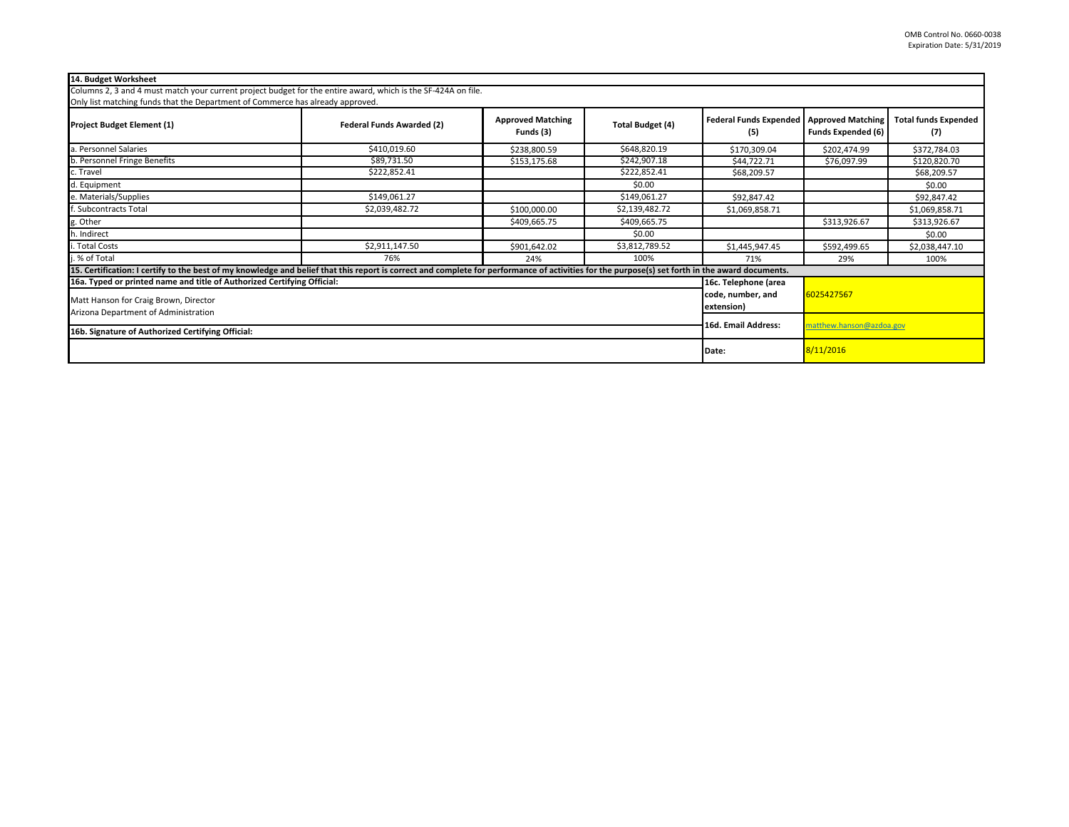| 14. Budget Worksheet | | | | | | |
|---|---|---|---|---|---|---|
| Columns 2, 3 and 4 must match your current project budget for the entire award, which is the SF-424A on file. Only list matching funds that the Department of Commerce has already approved. | | | | | | |
| **Project Budget Element (1)** | **Federal Funds Awarded (2)** | **Approved Matching Funds (3)** | **Total Budget (4)** | **Federal Funds Expended (5)** | **Approved Matching Funds Expended (6)** | **Total funds Expended (7)** |
| a. Personnel Salaries | $410,019.60 | $238,800.59 | $648,820.19 | $170,309.04 | $202,474.99 | $372,784.03 |
| b. Personnel Fringe Benefits | $89,731.50 | $153,175.68 | $242,907.18 | $44,722.71 | $76,097.99 | $120,820.70 |
| c. Travel | $222,852.41 | | $222,852.41 | $68,209.57 | | $68,209.57 |
| d. Equipment | | | $0.00 | | | $0.00 |
| e. Materials/Supplies | $149,061.27 | | $149,061.27 | $92,847.42 | | $92,847.42 |
| f. Subcontracts Total | $2,039,482.72 | $100,000.00 | $2,139,482.72 | $1,069,858.71 | | $1,069,858.71 |
| g. Other | | $409,665.75 | $409,665.75 | | $313,926.67 | $313,926.67 |
| h. Indirect | | | $0.00 | | | $0.00 |
| i. Total Costs | $2,911,147.50 | $901,642.02 | $3,812,789.52 | $1,445,947.45 | $592,499.65 | $2,038,447.10 |
| j. % of Total | 76% | 24% | 100% | 71% | 29% | 100% |

**15. Certification: I certify to the best of my knowledge and belief that this report is correct and complete for performance of activities for the purpose(s) set forth in the award documents.**

**16a. Typed or printed name and title of Authorized Certifying Official:**

Matt Hanson for Craig Brown, Director
Arizona Department of Administration

**16c. Telephone (area code, number, and extension)** 6025427567

**16d. Email Address:** matthew.hanson@azdoa.gov

**16b. Signature of Authorized Certifying Official:**

**Date:** 8/11/2016